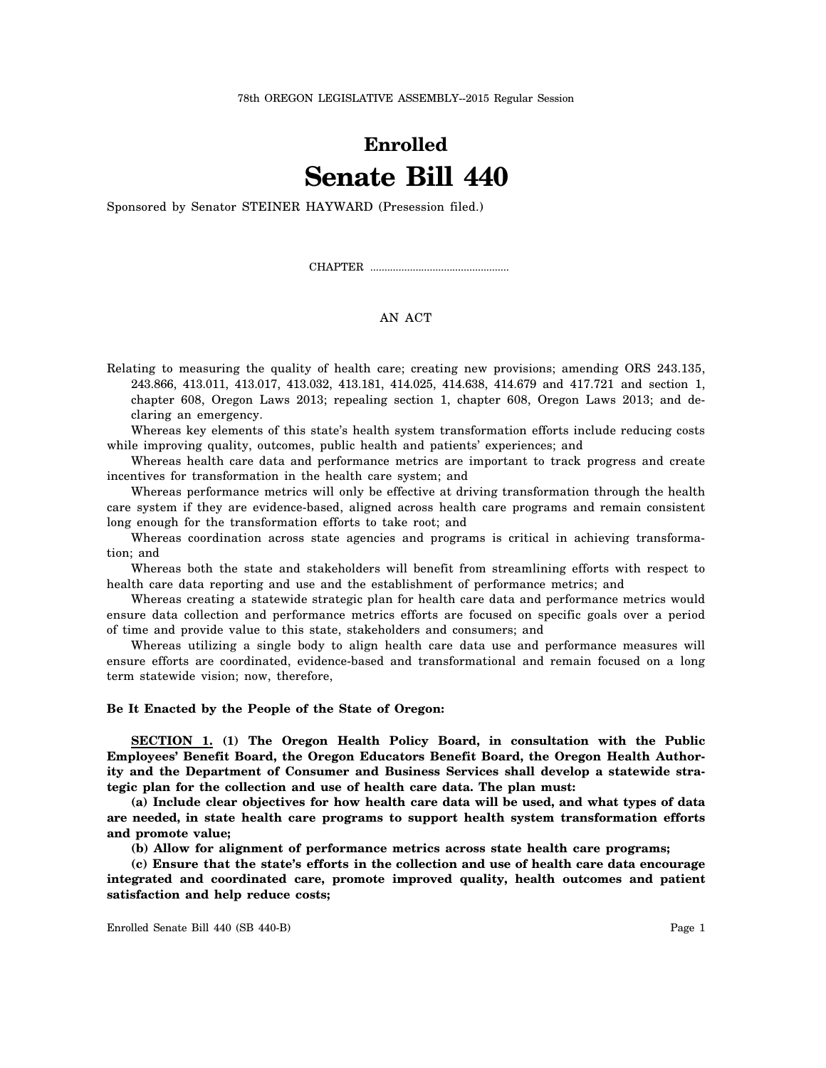78th OREGON LEGISLATIVE ASSEMBLY--2015 Regular Session

# Enrolled
# Senate Bill 440

Sponsored by Senator STEINER HAYWARD (Presession filed.)

CHAPTER .................................................

AN ACT

Relating to measuring the quality of health care; creating new provisions; amending ORS 243.135, 243.866, 413.011, 413.017, 413.032, 413.181, 414.025, 414.638, 414.679 and 417.721 and section 1, chapter 608, Oregon Laws 2013; repealing section 1, chapter 608, Oregon Laws 2013; and declaring an emergency.

Whereas key elements of this state's health system transformation efforts include reducing costs while improving quality, outcomes, public health and patients' experiences; and

Whereas health care data and performance metrics are important to track progress and create incentives for transformation in the health care system; and

Whereas performance metrics will only be effective at driving transformation through the health care system if they are evidence-based, aligned across health care programs and remain consistent long enough for the transformation efforts to take root; and

Whereas coordination across state agencies and programs is critical in achieving transformation; and

Whereas both the state and stakeholders will benefit from streamlining efforts with respect to health care data reporting and use and the establishment of performance metrics; and

Whereas creating a statewide strategic plan for health care data and performance metrics would ensure data collection and performance metrics efforts are focused on specific goals over a period of time and provide value to this state, stakeholders and consumers; and

Whereas utilizing a single body to align health care data use and performance measures will ensure efforts are coordinated, evidence-based and transformational and remain focused on a long term statewide vision; now, therefore,

**Be It Enacted by the People of the State of Oregon:**

**SECTION 1. (1) The Oregon Health Policy Board, in consultation with the Public Employees' Benefit Board, the Oregon Educators Benefit Board, the Oregon Health Authority and the Department of Consumer and Business Services shall develop a statewide strategic plan for the collection and use of health care data. The plan must:**

**(a) Include clear objectives for how health care data will be used, and what types of data are needed, in state health care programs to support health system transformation efforts and promote value;**

**(b) Allow for alignment of performance metrics across state health care programs;**

**(c) Ensure that the state's efforts in the collection and use of health care data encourage integrated and coordinated care, promote improved quality, health outcomes and patient satisfaction and help reduce costs;**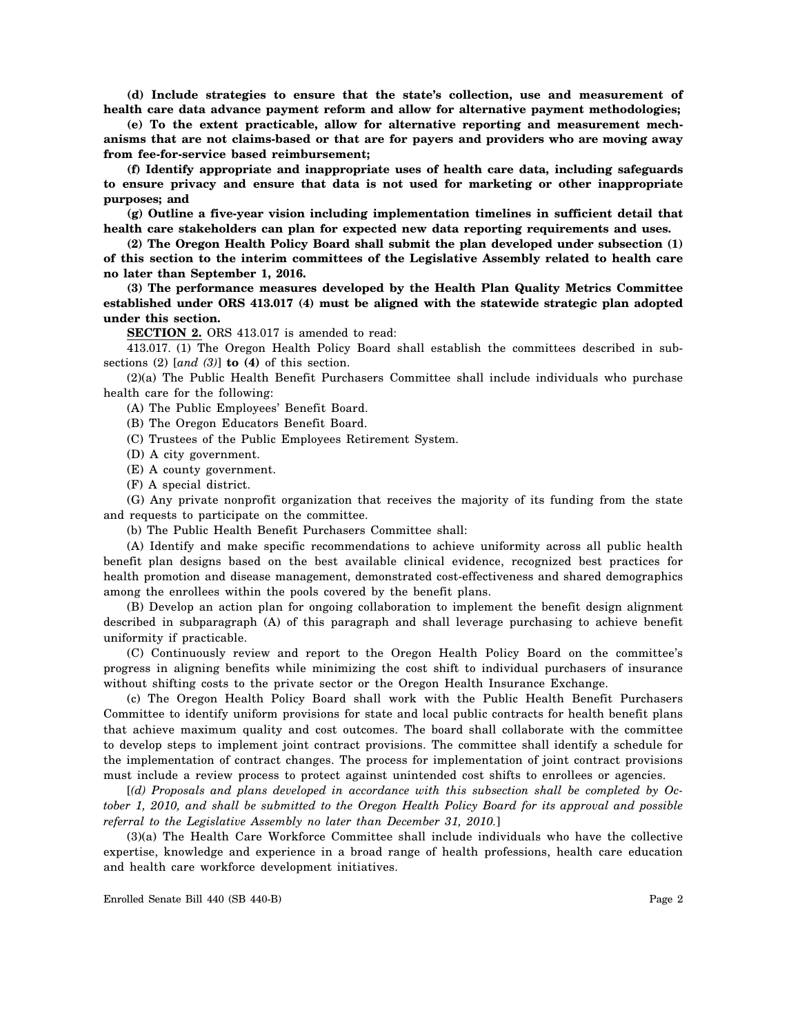**(d) Include strategies to ensure that the state's collection, use and measurement of health care data advance payment reform and allow for alternative payment methodologies;**

**(e) To the extent practicable, allow for alternative reporting and measurement mechanisms that are not claims-based or that are for payers and providers who are moving away from fee-for-service based reimbursement;**

**(f) Identify appropriate and inappropriate uses of health care data, including safeguards to ensure privacy and ensure that data is not used for marketing or other inappropriate purposes; and**

**(g) Outline a five-year vision including implementation timelines in sufficient detail that health care stakeholders can plan for expected new data reporting requirements and uses.**

**(2) The Oregon Health Policy Board shall submit the plan developed under subsection (1) of this section to the interim committees of the Legislative Assembly related to health care no later than September 1, 2016.**

**(3) The performance measures developed by the Health Plan Quality Metrics Committee established under ORS 413.017 (4) must be aligned with the statewide strategic plan adopted under this section.**

**SECTION 2.** ORS 413.017 is amended to read:

413.017. (1) The Oregon Health Policy Board shall establish the committees described in subsections (2) [*and (3)*] **to (4)** of this section.

(2)(a) The Public Health Benefit Purchasers Committee shall include individuals who purchase health care for the following:

(A) The Public Employees' Benefit Board.

(B) The Oregon Educators Benefit Board.

(C) Trustees of the Public Employees Retirement System.

(D) A city government.

(E) A county government.

(F) A special district.

(G) Any private nonprofit organization that receives the majority of its funding from the state and requests to participate on the committee.

(b) The Public Health Benefit Purchasers Committee shall:

(A) Identify and make specific recommendations to achieve uniformity across all public health benefit plan designs based on the best available clinical evidence, recognized best practices for health promotion and disease management, demonstrated cost-effectiveness and shared demographics among the enrollees within the pools covered by the benefit plans.

(B) Develop an action plan for ongoing collaboration to implement the benefit design alignment described in subparagraph (A) of this paragraph and shall leverage purchasing to achieve benefit uniformity if practicable.

(C) Continuously review and report to the Oregon Health Policy Board on the committee's progress in aligning benefits while minimizing the cost shift to individual purchasers of insurance without shifting costs to the private sector or the Oregon Health Insurance Exchange.

(c) The Oregon Health Policy Board shall work with the Public Health Benefit Purchasers Committee to identify uniform provisions for state and local public contracts for health benefit plans that achieve maximum quality and cost outcomes. The board shall collaborate with the committee to develop steps to implement joint contract provisions. The committee shall identify a schedule for the implementation of contract changes. The process for implementation of joint contract provisions must include a review process to protect against unintended cost shifts to enrollees or agencies.

[*(d) Proposals and plans developed in accordance with this subsection shall be completed by October 1, 2010, and shall be submitted to the Oregon Health Policy Board for its approval and possible referral to the Legislative Assembly no later than December 31, 2010.*]

(3)(a) The Health Care Workforce Committee shall include individuals who have the collective expertise, knowledge and experience in a broad range of health professions, health care education and health care workforce development initiatives.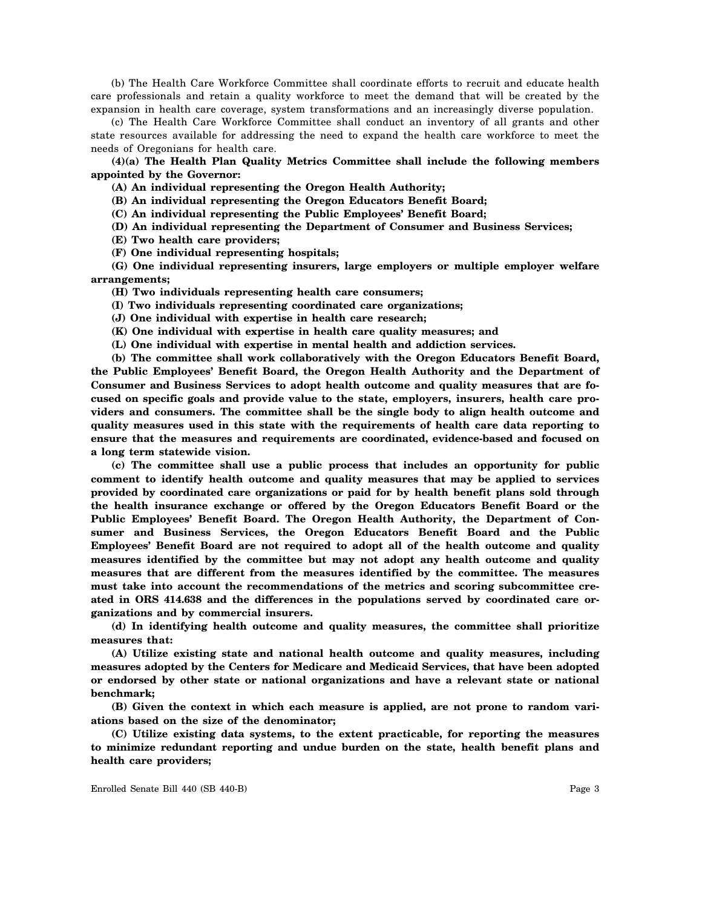(b) The Health Care Workforce Committee shall coordinate efforts to recruit and educate health care professionals and retain a quality workforce to meet the demand that will be created by the expansion in health care coverage, system transformations and an increasingly diverse population.

(c) The Health Care Workforce Committee shall conduct an inventory of all grants and other state resources available for addressing the need to expand the health care workforce to meet the needs of Oregonians for health care.

**(4)(a) The Health Plan Quality Metrics Committee shall include the following members appointed by the Governor:**

**(A) An individual representing the Oregon Health Authority;**

**(B) An individual representing the Oregon Educators Benefit Board;**

**(C) An individual representing the Public Employees' Benefit Board;**

**(D) An individual representing the Department of Consumer and Business Services;**

**(E) Two health care providers;**

**(F) One individual representing hospitals;**

**(G) One individual representing insurers, large employers or multiple employer welfare arrangements;**

**(H) Two individuals representing health care consumers;**

**(I) Two individuals representing coordinated care organizations;**

**(J) One individual with expertise in health care research;**

**(K) One individual with expertise in health care quality measures; and**

**(L) One individual with expertise in mental health and addiction services.**

**(b) The committee shall work collaboratively with the Oregon Educators Benefit Board, the Public Employees' Benefit Board, the Oregon Health Authority and the Department of Consumer and Business Services to adopt health outcome and quality measures that are focused on specific goals and provide value to the state, employers, insurers, health care providers and consumers. The committee shall be the single body to align health outcome and quality measures used in this state with the requirements of health care data reporting to ensure that the measures and requirements are coordinated, evidence-based and focused on a long term statewide vision.**

**(c) The committee shall use a public process that includes an opportunity for public comment to identify health outcome and quality measures that may be applied to services provided by coordinated care organizations or paid for by health benefit plans sold through the health insurance exchange or offered by the Oregon Educators Benefit Board or the Public Employees' Benefit Board. The Oregon Health Authority, the Department of Consumer and Business Services, the Oregon Educators Benefit Board and the Public Employees' Benefit Board are not required to adopt all of the health outcome and quality measures identified by the committee but may not adopt any health outcome and quality measures that are different from the measures identified by the committee. The measures must take into account the recommendations of the metrics and scoring subcommittee created in ORS 414.638 and the differences in the populations served by coordinated care organizations and by commercial insurers.**

**(d) In identifying health outcome and quality measures, the committee shall prioritize measures that:**

**(A) Utilize existing state and national health outcome and quality measures, including measures adopted by the Centers for Medicare and Medicaid Services, that have been adopted or endorsed by other state or national organizations and have a relevant state or national benchmark;**

**(B) Given the context in which each measure is applied, are not prone to random variations based on the size of the denominator;**

**(C) Utilize existing data systems, to the extent practicable, for reporting the measures to minimize redundant reporting and undue burden on the state, health benefit plans and health care providers;**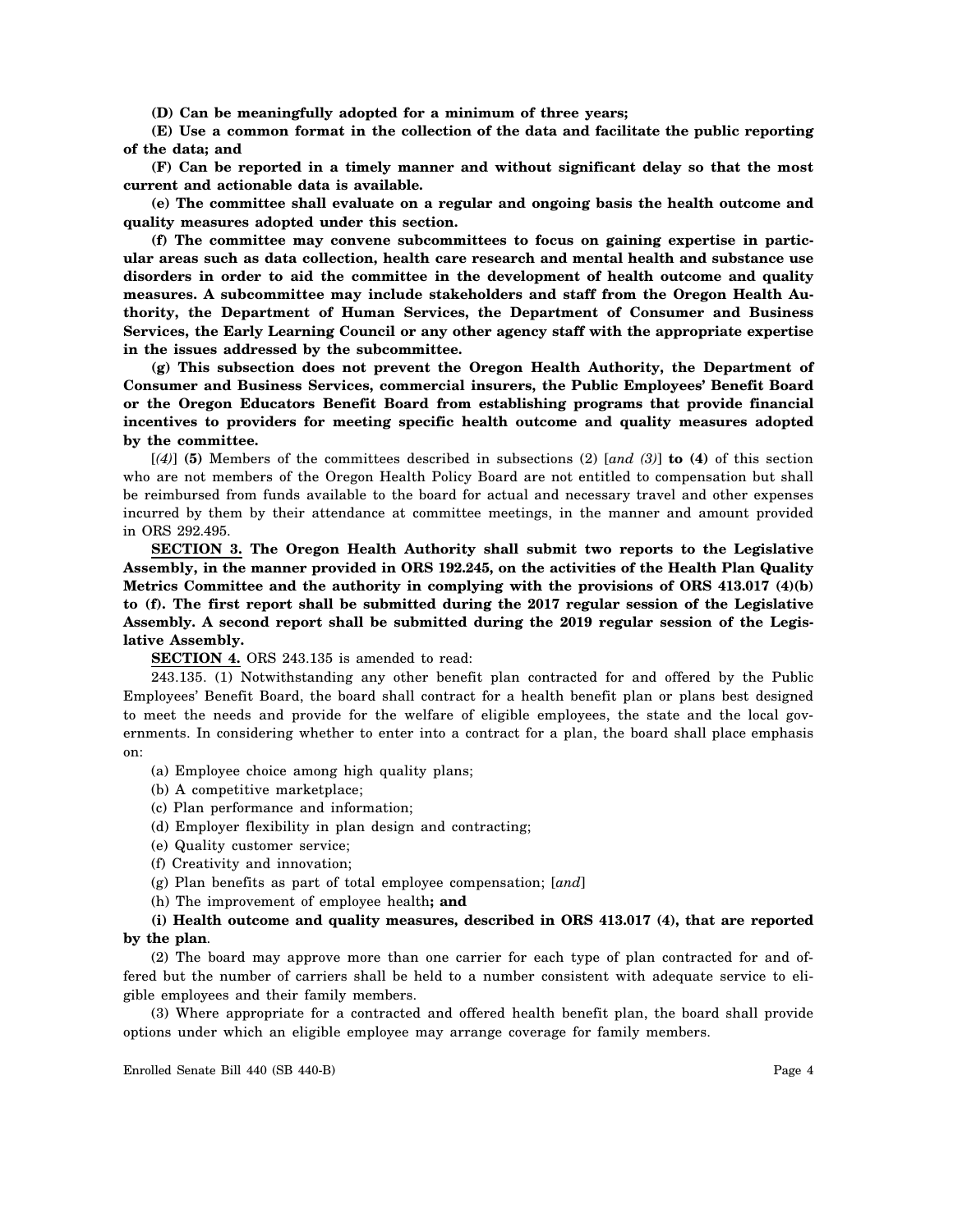**(D) Can be meaningfully adopted for a minimum of three years;**

**(E) Use a common format in the collection of the data and facilitate the public reporting of the data; and**

**(F) Can be reported in a timely manner and without significant delay so that the most current and actionable data is available.**

**(e) The committee shall evaluate on a regular and ongoing basis the health outcome and quality measures adopted under this section.**

**(f) The committee may convene subcommittees to focus on gaining expertise in particular areas such as data collection, health care research and mental health and substance use disorders in order to aid the committee in the development of health outcome and quality measures. A subcommittee may include stakeholders and staff from the Oregon Health Authority, the Department of Human Services, the Department of Consumer and Business Services, the Early Learning Council or any other agency staff with the appropriate expertise in the issues addressed by the subcommittee.**

**(g) This subsection does not prevent the Oregon Health Authority, the Department of Consumer and Business Services, commercial insurers, the Public Employees' Benefit Board or the Oregon Educators Benefit Board from establishing programs that provide financial incentives to providers for meeting specific health outcome and quality measures adopted by the committee.**

[*(4)*] **(5)** Members of the committees described in subsections (2) [*and (3)*] **to (4)** of this section who are not members of the Oregon Health Policy Board are not entitled to compensation but shall be reimbursed from funds available to the board for actual and necessary travel and other expenses incurred by them by their attendance at committee meetings, in the manner and amount provided in ORS 292.495.

**SECTION 3. The Oregon Health Authority shall submit two reports to the Legislative Assembly, in the manner provided in ORS 192.245, on the activities of the Health Plan Quality Metrics Committee and the authority in complying with the provisions of ORS 413.017 (4)(b) to (f). The first report shall be submitted during the 2017 regular session of the Legislative Assembly. A second report shall be submitted during the 2019 regular session of the Legislative Assembly.**

**SECTION 4.** ORS 243.135 is amended to read:

243.135. (1) Notwithstanding any other benefit plan contracted for and offered by the Public Employees' Benefit Board, the board shall contract for a health benefit plan or plans best designed to meet the needs and provide for the welfare of eligible employees, the state and the local governments. In considering whether to enter into a contract for a plan, the board shall place emphasis on:

(a) Employee choice among high quality plans;

(b) A competitive marketplace;

(c) Plan performance and information;

(d) Employer flexibility in plan design and contracting;

(e) Quality customer service;

(f) Creativity and innovation;

(g) Plan benefits as part of total employee compensation; [*and*]

(h) The improvement of employee health**; and**

**(i) Health outcome and quality measures, described in ORS 413.017 (4), that are reported by the plan**.

(2) The board may approve more than one carrier for each type of plan contracted for and offered but the number of carriers shall be held to a number consistent with adequate service to eligible employees and their family members.

(3) Where appropriate for a contracted and offered health benefit plan, the board shall provide options under which an eligible employee may arrange coverage for family members.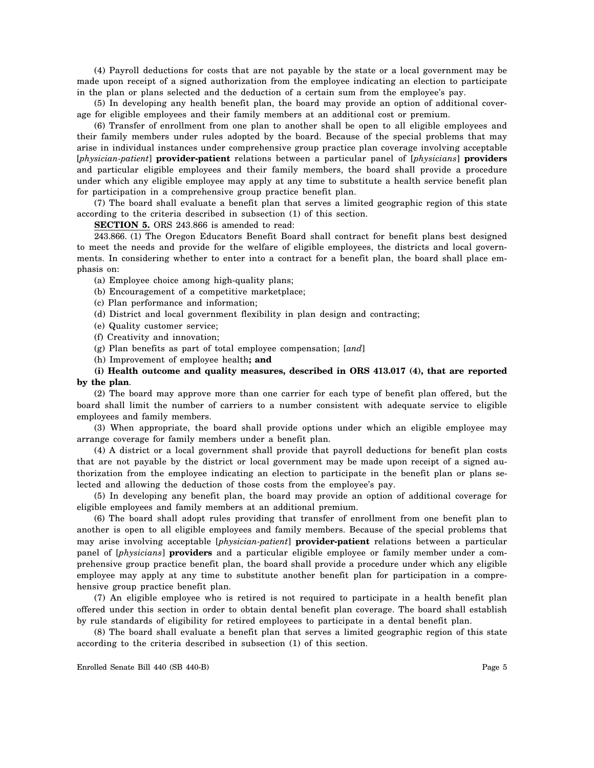(4) Payroll deductions for costs that are not payable by the state or a local government may be made upon receipt of a signed authorization from the employee indicating an election to participate in the plan or plans selected and the deduction of a certain sum from the employee's pay.

(5) In developing any health benefit plan, the board may provide an option of additional coverage for eligible employees and their family members at an additional cost or premium.

(6) Transfer of enrollment from one plan to another shall be open to all eligible employees and their family members under rules adopted by the board. Because of the special problems that may arise in individual instances under comprehensive group practice plan coverage involving acceptable [*physician-patient*] **provider-patient** relations between a particular panel of [*physicians*] **providers** and particular eligible employees and their family members, the board shall provide a procedure under which any eligible employee may apply at any time to substitute a health service benefit plan for participation in a comprehensive group practice benefit plan.

(7) The board shall evaluate a benefit plan that serves a limited geographic region of this state according to the criteria described in subsection (1) of this section.

**SECTION 5.** ORS 243.866 is amended to read:

243.866. (1) The Oregon Educators Benefit Board shall contract for benefit plans best designed to meet the needs and provide for the welfare of eligible employees, the districts and local governments. In considering whether to enter into a contract for a benefit plan, the board shall place emphasis on:

(a) Employee choice among high-quality plans;

(b) Encouragement of a competitive marketplace;

(c) Plan performance and information;

(d) District and local government flexibility in plan design and contracting;

(e) Quality customer service;

(f) Creativity and innovation;

(g) Plan benefits as part of total employee compensation; [*and*]

(h) Improvement of employee health**; and**

**(i) Health outcome and quality measures, described in ORS 413.017 (4), that are reported by the plan**.

(2) The board may approve more than one carrier for each type of benefit plan offered, but the board shall limit the number of carriers to a number consistent with adequate service to eligible employees and family members.

(3) When appropriate, the board shall provide options under which an eligible employee may arrange coverage for family members under a benefit plan.

(4) A district or a local government shall provide that payroll deductions for benefit plan costs that are not payable by the district or local government may be made upon receipt of a signed authorization from the employee indicating an election to participate in the benefit plan or plans selected and allowing the deduction of those costs from the employee's pay.

(5) In developing any benefit plan, the board may provide an option of additional coverage for eligible employees and family members at an additional premium.

(6) The board shall adopt rules providing that transfer of enrollment from one benefit plan to another is open to all eligible employees and family members. Because of the special problems that may arise involving acceptable [*physician-patient*] **provider-patient** relations between a particular panel of [*physicians*] **providers** and a particular eligible employee or family member under a comprehensive group practice benefit plan, the board shall provide a procedure under which any eligible employee may apply at any time to substitute another benefit plan for participation in a comprehensive group practice benefit plan.

(7) An eligible employee who is retired is not required to participate in a health benefit plan offered under this section in order to obtain dental benefit plan coverage. The board shall establish by rule standards of eligibility for retired employees to participate in a dental benefit plan.

(8) The board shall evaluate a benefit plan that serves a limited geographic region of this state according to the criteria described in subsection (1) of this section.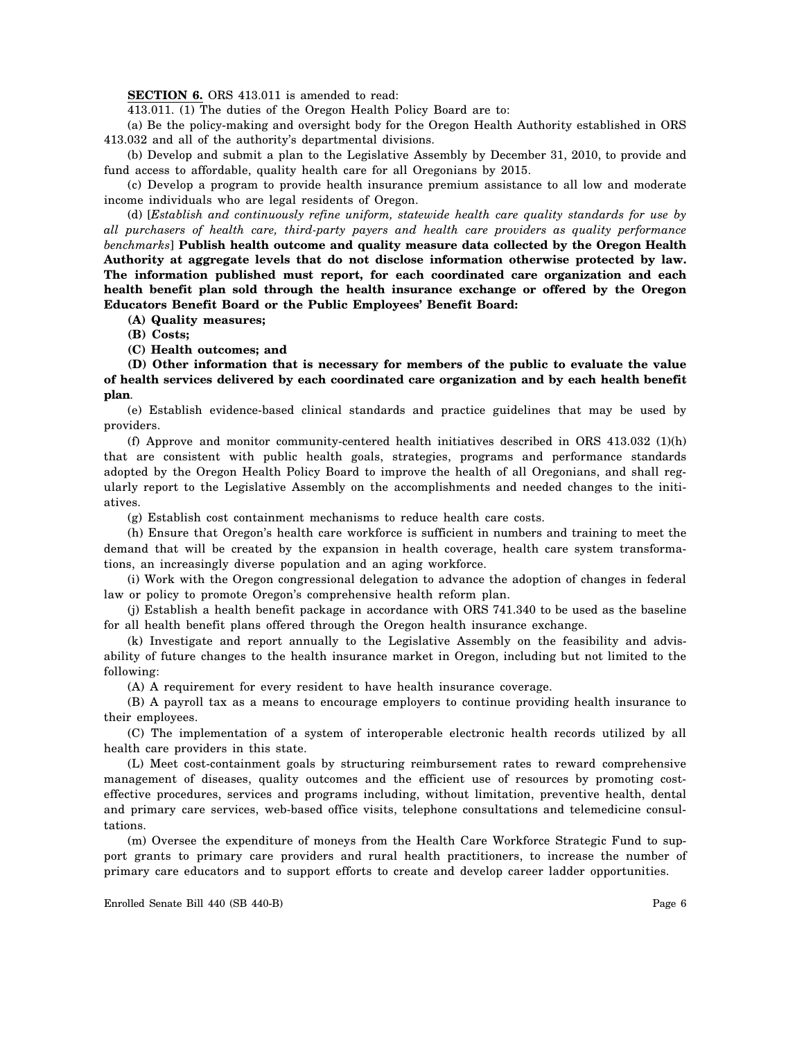**SECTION 6.** ORS 413.011 is amended to read:

413.011. (1) The duties of the Oregon Health Policy Board are to:

(a) Be the policy-making and oversight body for the Oregon Health Authority established in ORS 413.032 and all of the authority's departmental divisions.

(b) Develop and submit a plan to the Legislative Assembly by December 31, 2010, to provide and fund access to affordable, quality health care for all Oregonians by 2015.

(c) Develop a program to provide health insurance premium assistance to all low and moderate income individuals who are legal residents of Oregon.

(d) [*Establish and continuously refine uniform, statewide health care quality standards for use by all purchasers of health care, third-party payers and health care providers as quality performance benchmarks*] **Publish health outcome and quality measure data collected by the Oregon Health Authority at aggregate levels that do not disclose information otherwise protected by law. The information published must report, for each coordinated care organization and each health benefit plan sold through the health insurance exchange or offered by the Oregon Educators Benefit Board or the Public Employees' Benefit Board:**

**(A) Quality measures;**

**(B) Costs;**

**(C) Health outcomes; and**

**(D) Other information that is necessary for members of the public to evaluate the value of health services delivered by each coordinated care organization and by each health benefit plan**.

(e) Establish evidence-based clinical standards and practice guidelines that may be used by providers.

(f) Approve and monitor community-centered health initiatives described in ORS 413.032 (1)(h) that are consistent with public health goals, strategies, programs and performance standards adopted by the Oregon Health Policy Board to improve the health of all Oregonians, and shall regularly report to the Legislative Assembly on the accomplishments and needed changes to the initiatives.

(g) Establish cost containment mechanisms to reduce health care costs.

(h) Ensure that Oregon's health care workforce is sufficient in numbers and training to meet the demand that will be created by the expansion in health coverage, health care system transformations, an increasingly diverse population and an aging workforce.

(i) Work with the Oregon congressional delegation to advance the adoption of changes in federal law or policy to promote Oregon's comprehensive health reform plan.

(j) Establish a health benefit package in accordance with ORS 741.340 to be used as the baseline for all health benefit plans offered through the Oregon health insurance exchange.

(k) Investigate and report annually to the Legislative Assembly on the feasibility and advisability of future changes to the health insurance market in Oregon, including but not limited to the following:

(A) A requirement for every resident to have health insurance coverage.

(B) A payroll tax as a means to encourage employers to continue providing health insurance to their employees.

(C) The implementation of a system of interoperable electronic health records utilized by all health care providers in this state.

(L) Meet cost-containment goals by structuring reimbursement rates to reward comprehensive management of diseases, quality outcomes and the efficient use of resources by promoting cost-effective procedures, services and programs including, without limitation, preventive health, dental and primary care services, web-based office visits, telephone consultations and telemedicine consultations.

(m) Oversee the expenditure of moneys from the Health Care Workforce Strategic Fund to support grants to primary care providers and rural health practitioners, to increase the number of primary care educators and to support efforts to create and develop career ladder opportunities.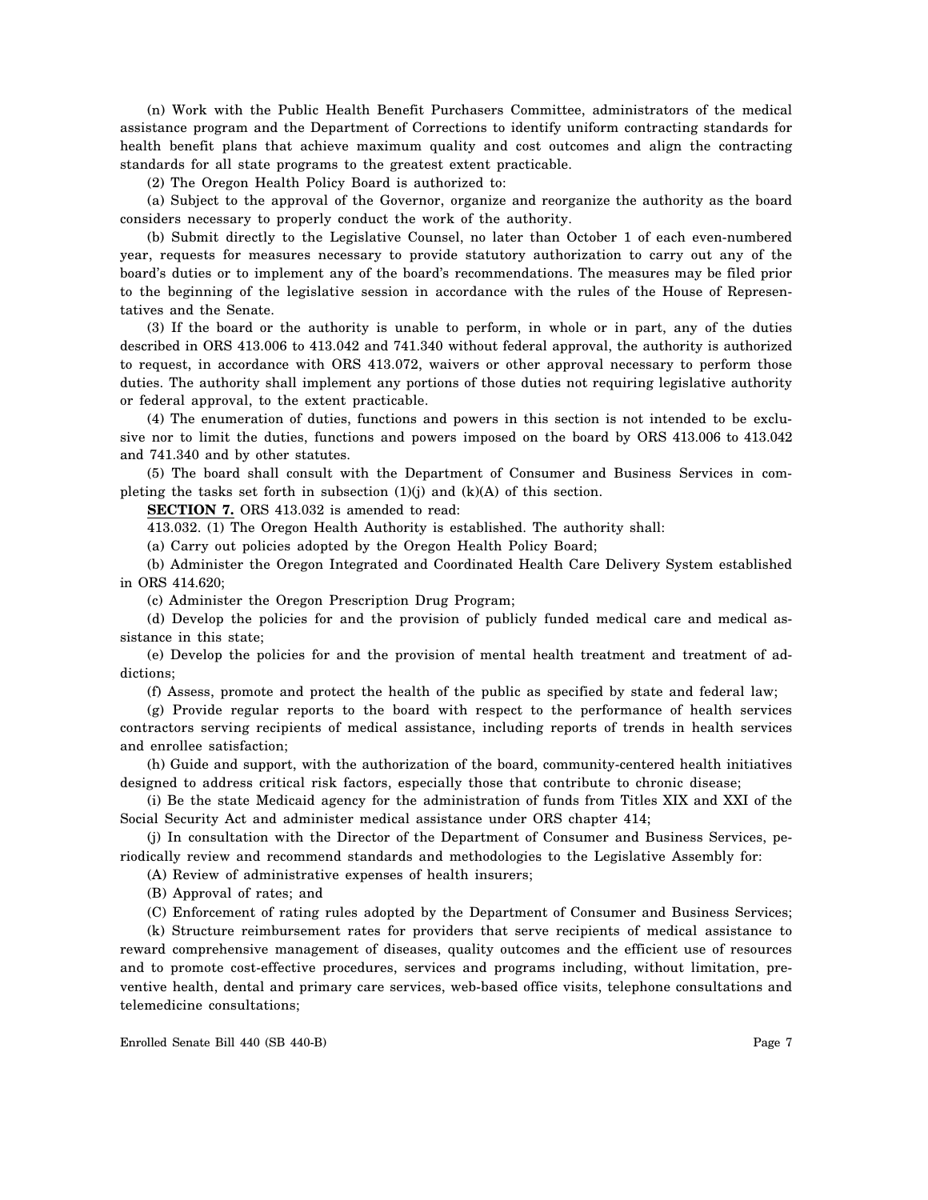(n) Work with the Public Health Benefit Purchasers Committee, administrators of the medical assistance program and the Department of Corrections to identify uniform contracting standards for health benefit plans that achieve maximum quality and cost outcomes and align the contracting standards for all state programs to the greatest extent practicable.

(2) The Oregon Health Policy Board is authorized to:

(a) Subject to the approval of the Governor, organize and reorganize the authority as the board considers necessary to properly conduct the work of the authority.

(b) Submit directly to the Legislative Counsel, no later than October 1 of each even-numbered year, requests for measures necessary to provide statutory authorization to carry out any of the board's duties or to implement any of the board's recommendations. The measures may be filed prior to the beginning of the legislative session in accordance with the rules of the House of Representatives and the Senate.

(3) If the board or the authority is unable to perform, in whole or in part, any of the duties described in ORS 413.006 to 413.042 and 741.340 without federal approval, the authority is authorized to request, in accordance with ORS 413.072, waivers or other approval necessary to perform those duties. The authority shall implement any portions of those duties not requiring legislative authority or federal approval, to the extent practicable.

(4) The enumeration of duties, functions and powers in this section is not intended to be exclusive nor to limit the duties, functions and powers imposed on the board by ORS 413.006 to 413.042 and 741.340 and by other statutes.

(5) The board shall consult with the Department of Consumer and Business Services in completing the tasks set forth in subsection (1)(j) and (k)(A) of this section.

**SECTION 7.** ORS 413.032 is amended to read:

413.032. (1) The Oregon Health Authority is established. The authority shall:

(a) Carry out policies adopted by the Oregon Health Policy Board;

(b) Administer the Oregon Integrated and Coordinated Health Care Delivery System established in ORS 414.620;

(c) Administer the Oregon Prescription Drug Program;

(d) Develop the policies for and the provision of publicly funded medical care and medical assistance in this state;

(e) Develop the policies for and the provision of mental health treatment and treatment of addictions;

(f) Assess, promote and protect the health of the public as specified by state and federal law;

(g) Provide regular reports to the board with respect to the performance of health services contractors serving recipients of medical assistance, including reports of trends in health services and enrollee satisfaction;

(h) Guide and support, with the authorization of the board, community-centered health initiatives designed to address critical risk factors, especially those that contribute to chronic disease;

(i) Be the state Medicaid agency for the administration of funds from Titles XIX and XXI of the Social Security Act and administer medical assistance under ORS chapter 414;

(j) In consultation with the Director of the Department of Consumer and Business Services, periodically review and recommend standards and methodologies to the Legislative Assembly for:

(A) Review of administrative expenses of health insurers;

(B) Approval of rates; and

(C) Enforcement of rating rules adopted by the Department of Consumer and Business Services;

(k) Structure reimbursement rates for providers that serve recipients of medical assistance to reward comprehensive management of diseases, quality outcomes and the efficient use of resources and to promote cost-effective procedures, services and programs including, without limitation, preventive health, dental and primary care services, web-based office visits, telephone consultations and telemedicine consultations;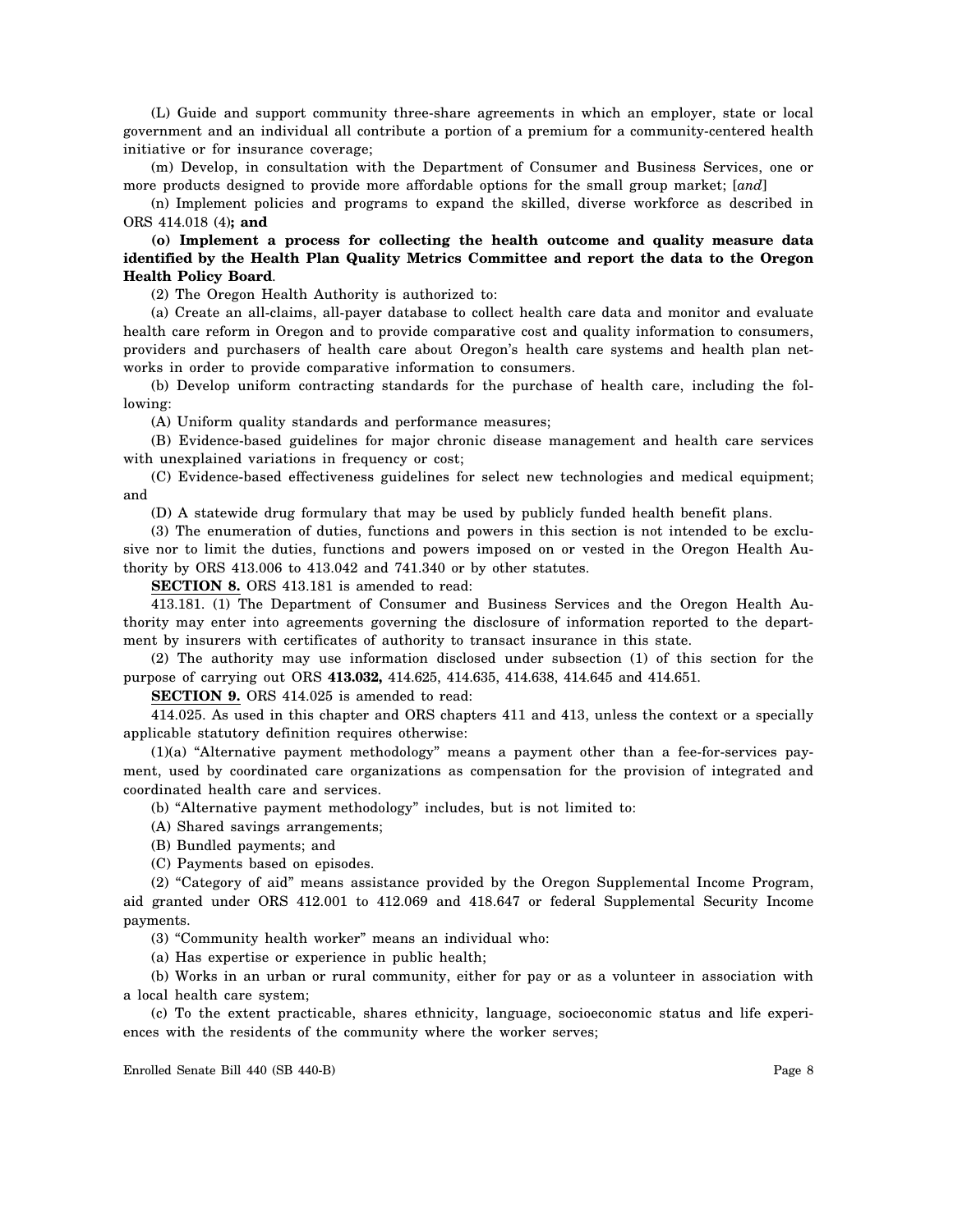(L) Guide and support community three-share agreements in which an employer, state or local government and an individual all contribute a portion of a premium for a community-centered health initiative or for insurance coverage;

(m) Develop, in consultation with the Department of Consumer and Business Services, one or more products designed to provide more affordable options for the small group market; [*and*]

(n) Implement policies and programs to expand the skilled, diverse workforce as described in ORS 414.018 (4)**; and**

**(o) Implement a process for collecting the health outcome and quality measure data identified by the Health Plan Quality Metrics Committee and report the data to the Oregon Health Policy Board**.

(2) The Oregon Health Authority is authorized to:

(a) Create an all-claims, all-payer database to collect health care data and monitor and evaluate health care reform in Oregon and to provide comparative cost and quality information to consumers, providers and purchasers of health care about Oregon's health care systems and health plan networks in order to provide comparative information to consumers.

(b) Develop uniform contracting standards for the purchase of health care, including the following:

(A) Uniform quality standards and performance measures;

(B) Evidence-based guidelines for major chronic disease management and health care services with unexplained variations in frequency or cost;

(C) Evidence-based effectiveness guidelines for select new technologies and medical equipment; and

(D) A statewide drug formulary that may be used by publicly funded health benefit plans.

(3) The enumeration of duties, functions and powers in this section is not intended to be exclusive nor to limit the duties, functions and powers imposed on or vested in the Oregon Health Authority by ORS 413.006 to 413.042 and 741.340 or by other statutes.

**SECTION 8.** ORS 413.181 is amended to read:

413.181. (1) The Department of Consumer and Business Services and the Oregon Health Authority may enter into agreements governing the disclosure of information reported to the department by insurers with certificates of authority to transact insurance in this state.

(2) The authority may use information disclosed under subsection (1) of this section for the purpose of carrying out ORS **413.032,** 414.625, 414.635, 414.638, 414.645 and 414.651.

**SECTION 9.** ORS 414.025 is amended to read:

414.025. As used in this chapter and ORS chapters 411 and 413, unless the context or a specially applicable statutory definition requires otherwise:

(1)(a) "Alternative payment methodology" means a payment other than a fee-for-services payment, used by coordinated care organizations as compensation for the provision of integrated and coordinated health care and services.

(b) "Alternative payment methodology" includes, but is not limited to:

(A) Shared savings arrangements;

(B) Bundled payments; and

(C) Payments based on episodes.

(2) "Category of aid" means assistance provided by the Oregon Supplemental Income Program, aid granted under ORS 412.001 to 412.069 and 418.647 or federal Supplemental Security Income payments.

(3) "Community health worker" means an individual who:

(a) Has expertise or experience in public health;

(b) Works in an urban or rural community, either for pay or as a volunteer in association with a local health care system;

(c) To the extent practicable, shares ethnicity, language, socioeconomic status and life experiences with the residents of the community where the worker serves;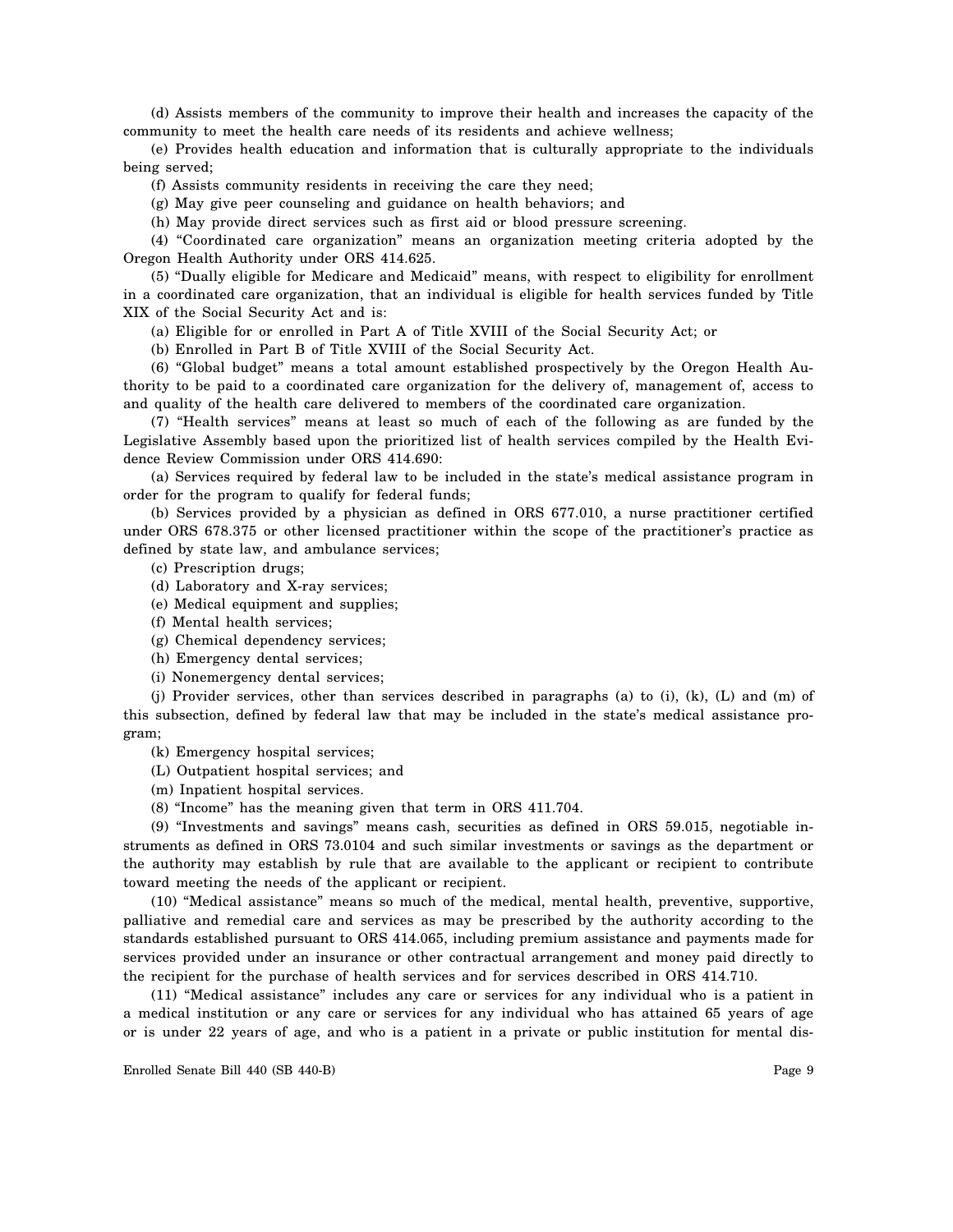(d) Assists members of the community to improve their health and increases the capacity of the community to meet the health care needs of its residents and achieve wellness;

(e) Provides health education and information that is culturally appropriate to the individuals being served;

(f) Assists community residents in receiving the care they need;

(g) May give peer counseling and guidance on health behaviors; and

(h) May provide direct services such as first aid or blood pressure screening.

(4) "Coordinated care organization" means an organization meeting criteria adopted by the Oregon Health Authority under ORS 414.625.

(5) "Dually eligible for Medicare and Medicaid" means, with respect to eligibility for enrollment in a coordinated care organization, that an individual is eligible for health services funded by Title XIX of the Social Security Act and is:

(a) Eligible for or enrolled in Part A of Title XVIII of the Social Security Act; or

(b) Enrolled in Part B of Title XVIII of the Social Security Act.

(6) "Global budget" means a total amount established prospectively by the Oregon Health Authority to be paid to a coordinated care organization for the delivery of, management of, access to and quality of the health care delivered to members of the coordinated care organization.

(7) "Health services" means at least so much of each of the following as are funded by the Legislative Assembly based upon the prioritized list of health services compiled by the Health Evidence Review Commission under ORS 414.690:

(a) Services required by federal law to be included in the state's medical assistance program in order for the program to qualify for federal funds;

(b) Services provided by a physician as defined in ORS 677.010, a nurse practitioner certified under ORS 678.375 or other licensed practitioner within the scope of the practitioner's practice as defined by state law, and ambulance services;

(c) Prescription drugs;

(d) Laboratory and X-ray services;

(e) Medical equipment and supplies;

(f) Mental health services;

(g) Chemical dependency services;

(h) Emergency dental services;

(i) Nonemergency dental services;

(j) Provider services, other than services described in paragraphs (a) to (i), (k), (L) and (m) of this subsection, defined by federal law that may be included in the state's medical assistance program;

(k) Emergency hospital services;

(L) Outpatient hospital services; and

(m) Inpatient hospital services.

(8) "Income" has the meaning given that term in ORS 411.704.

(9) "Investments and savings" means cash, securities as defined in ORS 59.015, negotiable instruments as defined in ORS 73.0104 and such similar investments or savings as the department or the authority may establish by rule that are available to the applicant or recipient to contribute toward meeting the needs of the applicant or recipient.

(10) "Medical assistance" means so much of the medical, mental health, preventive, supportive, palliative and remedial care and services as may be prescribed by the authority according to the standards established pursuant to ORS 414.065, including premium assistance and payments made for services provided under an insurance or other contractual arrangement and money paid directly to the recipient for the purchase of health services and for services described in ORS 414.710.

(11) "Medical assistance" includes any care or services for any individual who is a patient in a medical institution or any care or services for any individual who has attained 65 years of age or is under 22 years of age, and who is a patient in a private or public institution for mental dis-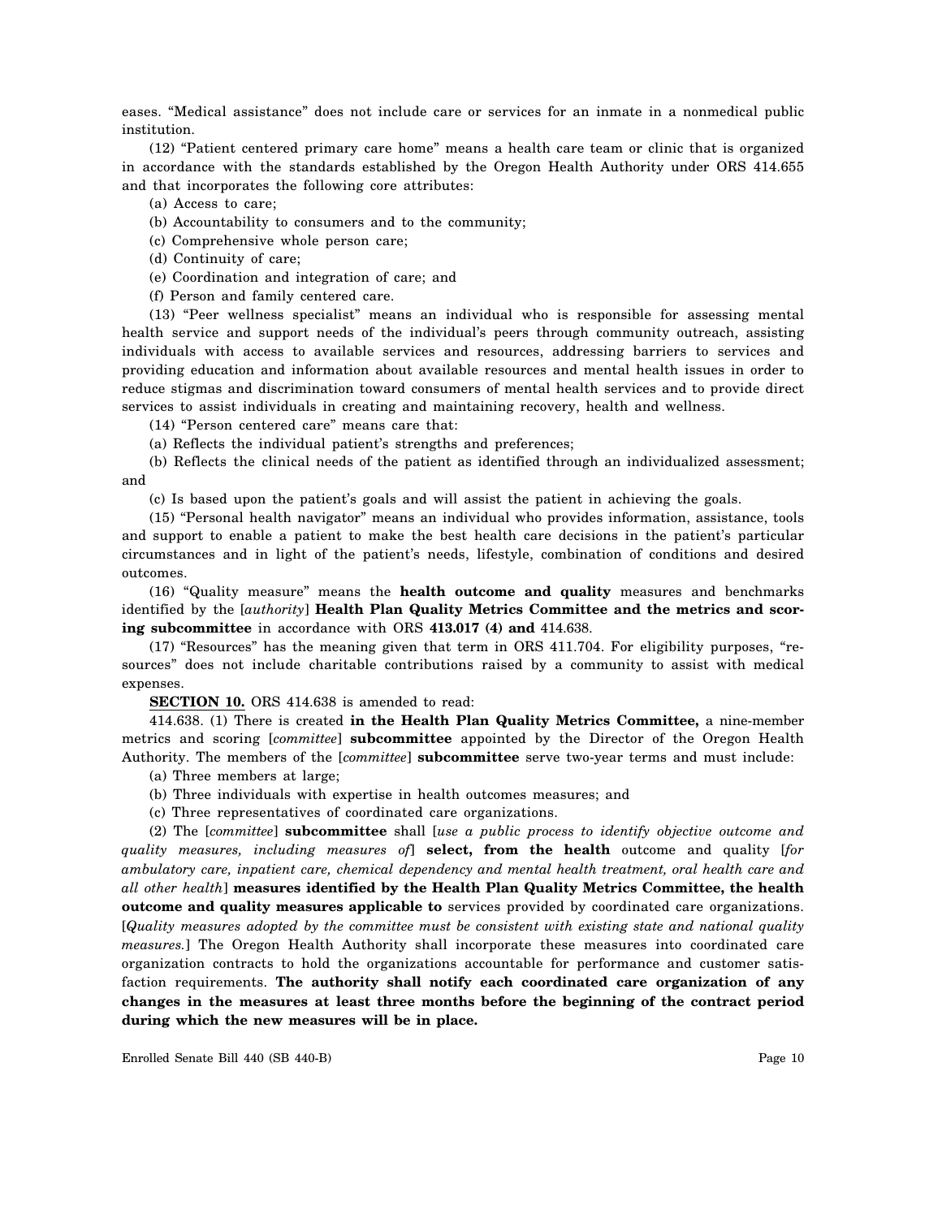eases. "Medical assistance" does not include care or services for an inmate in a nonmedical public institution.

(12) "Patient centered primary care home" means a health care team or clinic that is organized in accordance with the standards established by the Oregon Health Authority under ORS 414.655 and that incorporates the following core attributes:

(a) Access to care;

(b) Accountability to consumers and to the community;

(c) Comprehensive whole person care;

(d) Continuity of care;

(e) Coordination and integration of care; and

(f) Person and family centered care.

(13) "Peer wellness specialist" means an individual who is responsible for assessing mental health service and support needs of the individual's peers through community outreach, assisting individuals with access to available services and resources, addressing barriers to services and providing education and information about available resources and mental health issues in order to reduce stigmas and discrimination toward consumers of mental health services and to provide direct services to assist individuals in creating and maintaining recovery, health and wellness.

(14) "Person centered care" means care that:

(a) Reflects the individual patient's strengths and preferences;

(b) Reflects the clinical needs of the patient as identified through an individualized assessment; and

(c) Is based upon the patient's goals and will assist the patient in achieving the goals.

(15) "Personal health navigator" means an individual who provides information, assistance, tools and support to enable a patient to make the best health care decisions in the patient's particular circumstances and in light of the patient's needs, lifestyle, combination of conditions and desired outcomes.

(16) "Quality measure" means the **health outcome and quality** measures and benchmarks identified by the [*authority*] **Health Plan Quality Metrics Committee and the metrics and scoring subcommittee** in accordance with ORS **413.017 (4) and** 414.638.

(17) "Resources" has the meaning given that term in ORS 411.704. For eligibility purposes, "resources" does not include charitable contributions raised by a community to assist with medical expenses.

**SECTION 10.** ORS 414.638 is amended to read:

414.638. (1) There is created **in the Health Plan Quality Metrics Committee,** a nine-member metrics and scoring [*committee*] **subcommittee** appointed by the Director of the Oregon Health Authority. The members of the [*committee*] **subcommittee** serve two-year terms and must include:

(a) Three members at large;

(b) Three individuals with expertise in health outcomes measures; and

(c) Three representatives of coordinated care organizations.

(2) The [*committee*] **subcommittee** shall [*use a public process to identify objective outcome and quality measures, including measures of*] **select, from the health** outcome and quality [*for ambulatory care, inpatient care, chemical dependency and mental health treatment, oral health care and all other health*] **measures identified by the Health Plan Quality Metrics Committee, the health outcome and quality measures applicable to** services provided by coordinated care organizations. [*Quality measures adopted by the committee must be consistent with existing state and national quality measures.*] The Oregon Health Authority shall incorporate these measures into coordinated care organization contracts to hold the organizations accountable for performance and customer satisfaction requirements. **The authority shall notify each coordinated care organization of any changes in the measures at least three months before the beginning of the contract period during which the new measures will be in place.**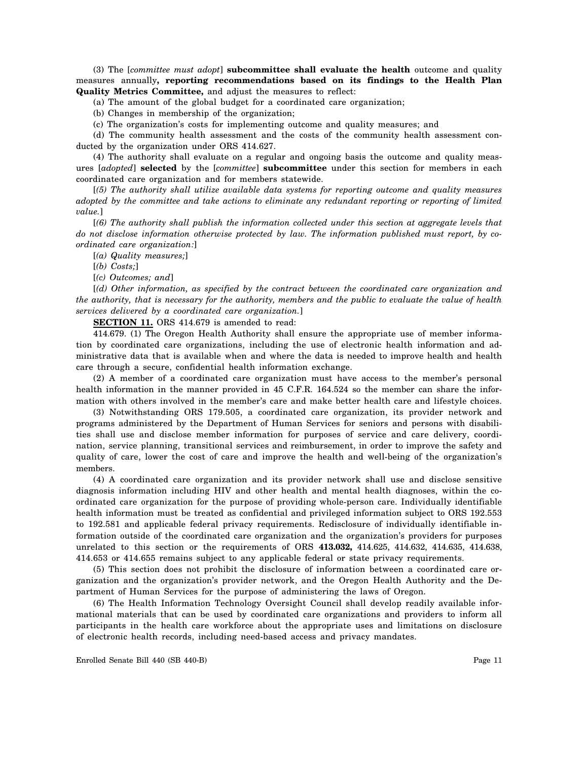(3) The [*committee must adopt*] **subcommittee shall evaluate the health** outcome and quality measures annually**, reporting recommendations based on its findings to the Health Plan Quality Metrics Committee,** and adjust the measures to reflect:

(a) The amount of the global budget for a coordinated care organization;

(b) Changes in membership of the organization;

(c) The organization's costs for implementing outcome and quality measures; and

(d) The community health assessment and the costs of the community health assessment conducted by the organization under ORS 414.627.

(4) The authority shall evaluate on a regular and ongoing basis the outcome and quality measures [*adopted*] **selected** by the [*committee*] **subcommittee** under this section for members in each coordinated care organization and for members statewide.

[*(5) The authority shall utilize available data systems for reporting outcome and quality measures adopted by the committee and take actions to eliminate any redundant reporting or reporting of limited value.*]

[*(6) The authority shall publish the information collected under this section at aggregate levels that do not disclose information otherwise protected by law. The information published must report, by coordinated care organization:*]

[*(a) Quality measures;*]

[*(b) Costs;*]

[*(c) Outcomes; and*]

[*(d) Other information, as specified by the contract between the coordinated care organization and the authority, that is necessary for the authority, members and the public to evaluate the value of health services delivered by a coordinated care organization.*]

**SECTION 11.** ORS 414.679 is amended to read:

414.679. (1) The Oregon Health Authority shall ensure the appropriate use of member information by coordinated care organizations, including the use of electronic health information and administrative data that is available when and where the data is needed to improve health and health care through a secure, confidential health information exchange.

(2) A member of a coordinated care organization must have access to the member's personal health information in the manner provided in 45 C.F.R. 164.524 so the member can share the information with others involved in the member's care and make better health care and lifestyle choices.

(3) Notwithstanding ORS 179.505, a coordinated care organization, its provider network and programs administered by the Department of Human Services for seniors and persons with disabilities shall use and disclose member information for purposes of service and care delivery, coordination, service planning, transitional services and reimbursement, in order to improve the safety and quality of care, lower the cost of care and improve the health and well-being of the organization's members.

(4) A coordinated care organization and its provider network shall use and disclose sensitive diagnosis information including HIV and other health and mental health diagnoses, within the coordinated care organization for the purpose of providing whole-person care. Individually identifiable health information must be treated as confidential and privileged information subject to ORS 192.553 to 192.581 and applicable federal privacy requirements. Redisclosure of individually identifiable information outside of the coordinated care organization and the organization's providers for purposes unrelated to this section or the requirements of ORS **413.032,** 414.625, 414.632, 414.635, 414.638, 414.653 or 414.655 remains subject to any applicable federal or state privacy requirements.

(5) This section does not prohibit the disclosure of information between a coordinated care organization and the organization's provider network, and the Oregon Health Authority and the Department of Human Services for the purpose of administering the laws of Oregon.

(6) The Health Information Technology Oversight Council shall develop readily available informational materials that can be used by coordinated care organizations and providers to inform all participants in the health care workforce about the appropriate uses and limitations on disclosure of electronic health records, including need-based access and privacy mandates.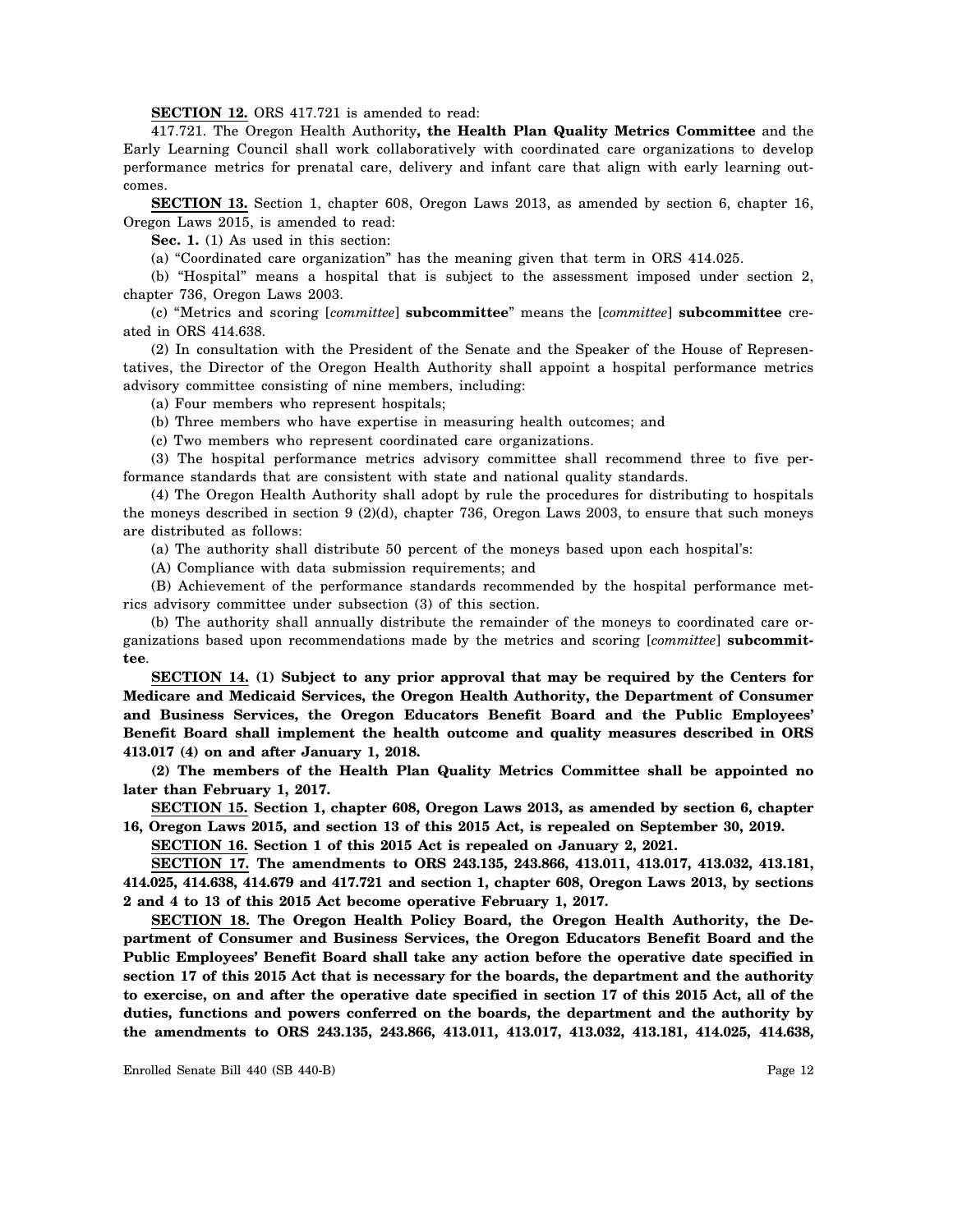**SECTION 12.** ORS 417.721 is amended to read:

417.721. The Oregon Health Authority**, the Health Plan Quality Metrics Committee** and the Early Learning Council shall work collaboratively with coordinated care organizations to develop performance metrics for prenatal care, delivery and infant care that align with early learning outcomes.

**SECTION 13.** Section 1, chapter 608, Oregon Laws 2013, as amended by section 6, chapter 16, Oregon Laws 2015, is amended to read:

**Sec. 1.** (1) As used in this section:

(a) "Coordinated care organization" has the meaning given that term in ORS 414.025.

(b) "Hospital" means a hospital that is subject to the assessment imposed under section 2, chapter 736, Oregon Laws 2003.

(c) "Metrics and scoring [*committee*] **subcommittee**" means the [*committee*] **subcommittee** created in ORS 414.638.

(2) In consultation with the President of the Senate and the Speaker of the House of Representatives, the Director of the Oregon Health Authority shall appoint a hospital performance metrics advisory committee consisting of nine members, including:

(a) Four members who represent hospitals;

(b) Three members who have expertise in measuring health outcomes; and

(c) Two members who represent coordinated care organizations.

(3) The hospital performance metrics advisory committee shall recommend three to five performance standards that are consistent with state and national quality standards.

(4) The Oregon Health Authority shall adopt by rule the procedures for distributing to hospitals the moneys described in section 9 (2)(d), chapter 736, Oregon Laws 2003, to ensure that such moneys are distributed as follows:

(a) The authority shall distribute 50 percent of the moneys based upon each hospital's:

(A) Compliance with data submission requirements; and

(B) Achievement of the performance standards recommended by the hospital performance metrics advisory committee under subsection (3) of this section.

(b) The authority shall annually distribute the remainder of the moneys to coordinated care organizations based upon recommendations made by the metrics and scoring [*committee*] **subcommittee**.

**SECTION 14. (1) Subject to any prior approval that may be required by the Centers for Medicare and Medicaid Services, the Oregon Health Authority, the Department of Consumer and Business Services, the Oregon Educators Benefit Board and the Public Employees' Benefit Board shall implement the health outcome and quality measures described in ORS 413.017 (4) on and after January 1, 2018.**

**(2) The members of the Health Plan Quality Metrics Committee shall be appointed no later than February 1, 2017.**

**SECTION 15. Section 1, chapter 608, Oregon Laws 2013, as amended by section 6, chapter 16, Oregon Laws 2015, and section 13 of this 2015 Act, is repealed on September 30, 2019.**

**SECTION 16. Section 1 of this 2015 Act is repealed on January 2, 2021.**

**SECTION 17. The amendments to ORS 243.135, 243.866, 413.011, 413.017, 413.032, 413.181, 414.025, 414.638, 414.679 and 417.721 and section 1, chapter 608, Oregon Laws 2013, by sections 2 and 4 to 13 of this 2015 Act become operative February 1, 2017.**

**SECTION 18. The Oregon Health Policy Board, the Oregon Health Authority, the Department of Consumer and Business Services, the Oregon Educators Benefit Board and the Public Employees' Benefit Board shall take any action before the operative date specified in section 17 of this 2015 Act that is necessary for the boards, the department and the authority to exercise, on and after the operative date specified in section 17 of this 2015 Act, all of the duties, functions and powers conferred on the boards, the department and the authority by the amendments to ORS 243.135, 243.866, 413.011, 413.017, 413.032, 413.181, 414.025, 414.638,**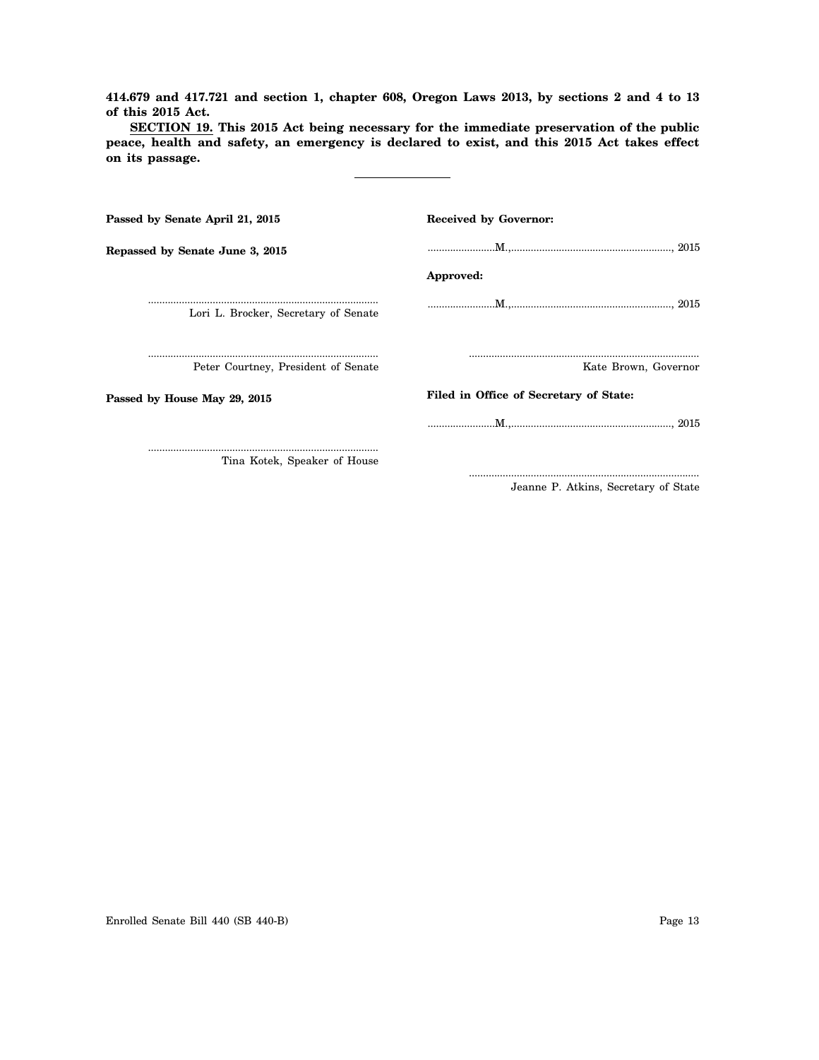**414.679 and 417.721 and section 1, chapter 608, Oregon Laws 2013, by sections 2 and 4 to 13 of this 2015 Act.**

**SECTION 19. This 2015 Act being necessary for the immediate preservation of the public peace, health and safety, an emergency is declared to exist, and this 2015 Act takes effect on its passage.**

---

**Passed by Senate April 21, 2015**

**Repassed by Senate June 3, 2015**

..................................................................................
Lori L. Brocker, Secretary of Senate

..................................................................................
Peter Courtney, President of Senate

**Passed by House May 29, 2015**

..................................................................................
Tina Kotek, Speaker of House

**Received by Governor:**

........................M.,.........................................................., 2015

**Approved:**

........................M.,.........................................................., 2015

..................................................................................
Kate Brown, Governor

**Filed in Office of Secretary of State:**

........................M.,.........................................................., 2015

..................................................................................
Jeanne P. Atkins, Secretary of State

Enrolled Senate Bill 440 (SB 440-B)